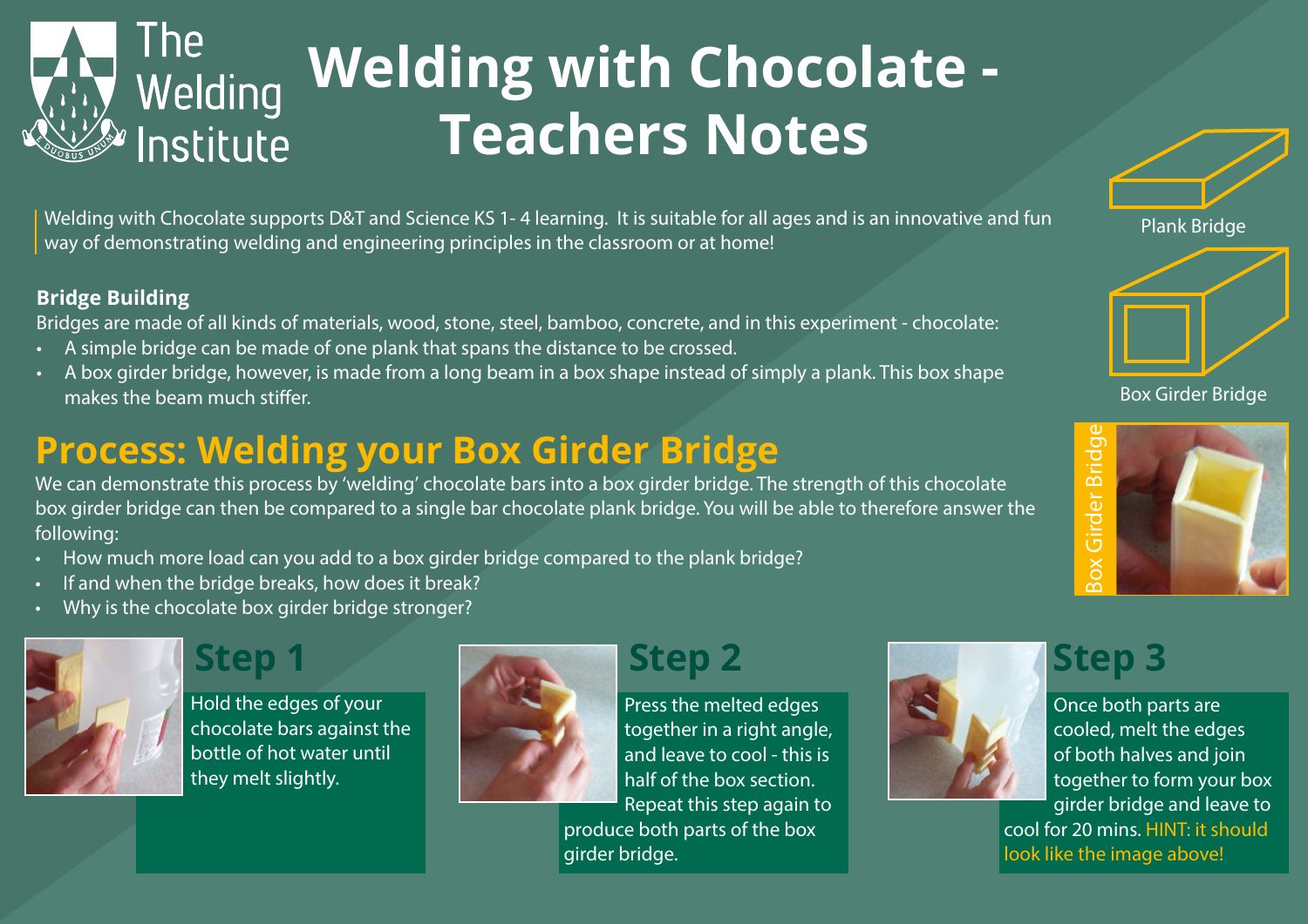The Welding Institute

# Welding with Chocolate - Teachers Notes

Welding with Chocolate supports D&T and Science KS 1- 4 learning. It is suitable for all ages and is an innovative and fun way of demonstrating welding and engineering principles in the classroom or at home!

**Bridge Building**

Bridges are made of all kinds of materials, wood, stone, steel, bamboo, concrete, and in this experiment - chocolate:

- A simple bridge can be made of one plank that spans the distance to be crossed.
- A box girder bridge, however, is made from a long beam in a box shape instead of simply a plank. This box shape makes the beam much stiffer.

Plank Bridge

Box Girder Bridge

## Process: Welding your Box Girder Bridge

We can demonstrate this process by 'welding' chocolate bars into a box girder bridge. The strength of this chocolate box girder bridge can then be compared to a single bar chocolate plank bridge. You will be able to therefore answer the following:

- How much more load can you add to a box girder bridge compared to the plank bridge?
- If and when the bridge breaks, how does it break?
- Why is the chocolate box girder bridge stronger?

Box Girder Bridge

### Step 1

Hold the edges of your chocolate bars against the bottle of hot water until they melt slightly.

### Step 2

Press the melted edges together in a right angle, and leave to cool - this is half of the box section. Repeat this step again to produce both parts of the box girder bridge.

### Step 3

Once both parts are cooled, melt the edges of both halves and join together to form your box girder bridge and leave to cool for 20 mins. HINT: it should look like the image above!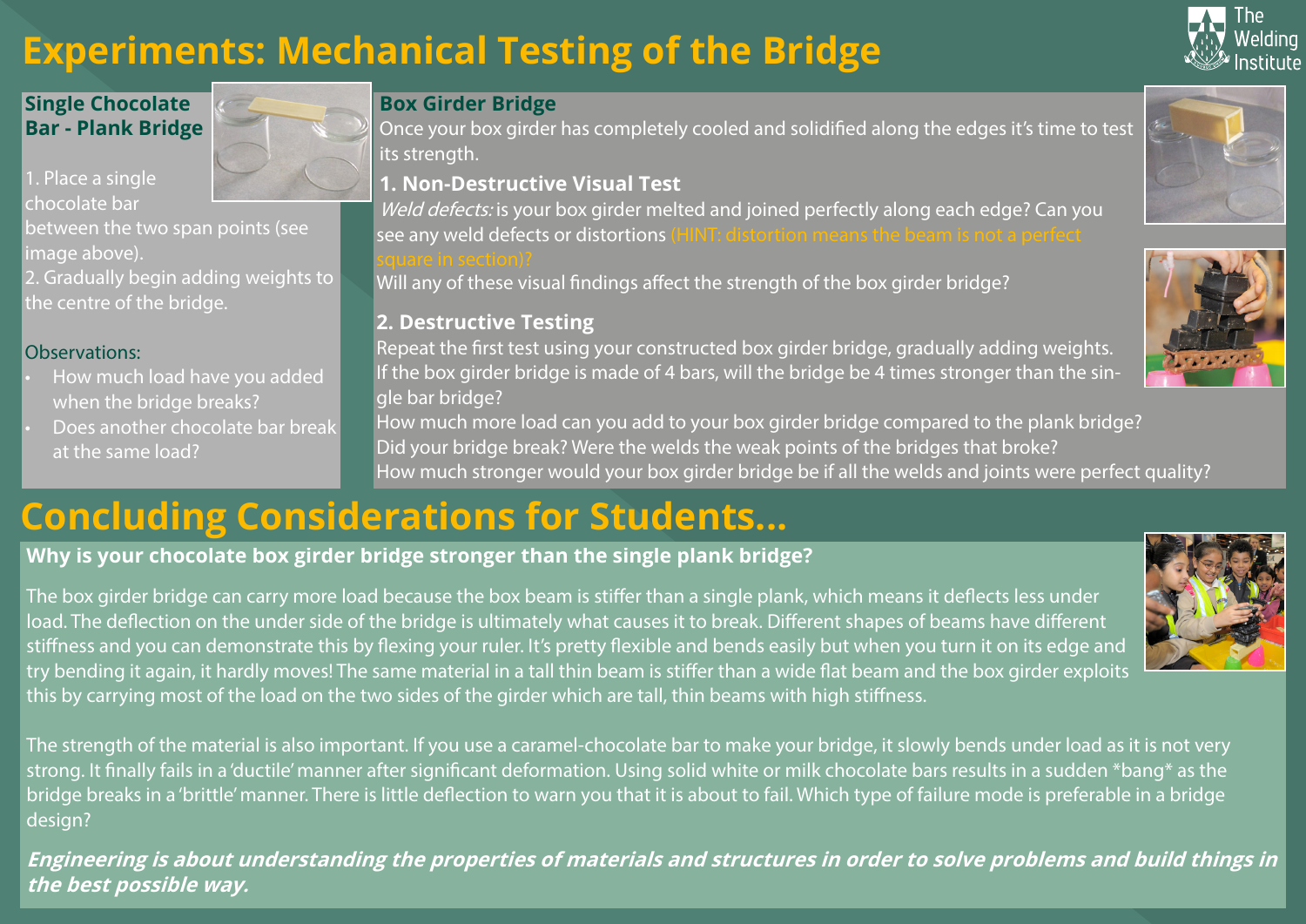# Experiments: Mechanical Testing of the Bridge

## Single Chocolate Bar - Plank Bridge

1. Place a single chocolate bar between the two span points (see image above).
2. Gradually begin adding weights to the centre of the bridge.

Observations:

- How much load have you added when the bridge breaks?
- Does another chocolate bar break at the same load?

## Box Girder Bridge

Once your box girder has completely cooled and solidified along the edges it's time to test its strength.

### 1. Non-Destructive Visual Test

*Weld defects:* is your box girder melted and joined perfectly along each edge? Can you see any weld defects or distortions (HINT: distortion means the beam is not a perfect square in section)?

Will any of these visual findings affect the strength of the box girder bridge?

### 2. Destructive Testing

Repeat the first test using your constructed box girder bridge, gradually adding weights.

If the box girder bridge is made of 4 bars, will the bridge be 4 times stronger than the single bar bridge?

How much more load can you add to your box girder bridge compared to the plank bridge?

Did your bridge break? Were the welds the weak points of the bridges that broke?

How much stronger would your box girder bridge be if all the welds and joints were perfect quality?

# Concluding Considerations for Students...

**Why is your chocolate box girder bridge stronger than the single plank bridge?**

The box girder bridge can carry more load because the box beam is stiffer than a single plank, which means it deflects less under load. The deflection on the under side of the bridge is ultimately what causes it to break. Different shapes of beams have different stiffness and you can demonstrate this by flexing your ruler. It's pretty flexible and bends easily but when you turn it on its edge and try bending it again, it hardly moves! The same material in a tall thin beam is stiffer than a wide flat beam and the box girder exploits this by carrying most of the load on the two sides of the girder which are tall, thin beams with high stiffness.

The strength of the material is also important. If you use a caramel-chocolate bar to make your bridge, it slowly bends under load as it is not very strong. It finally fails in a 'ductile' manner after significant deformation. Using solid white or milk chocolate bars results in a sudden *bang* as the bridge breaks in a 'brittle' manner. There is little deflection to warn you that it is about to fail. Which type of failure mode is preferable in a bridge design?

***Engineering is about understanding the properties of materials and structures in order to solve problems and build things in the best possible way.***